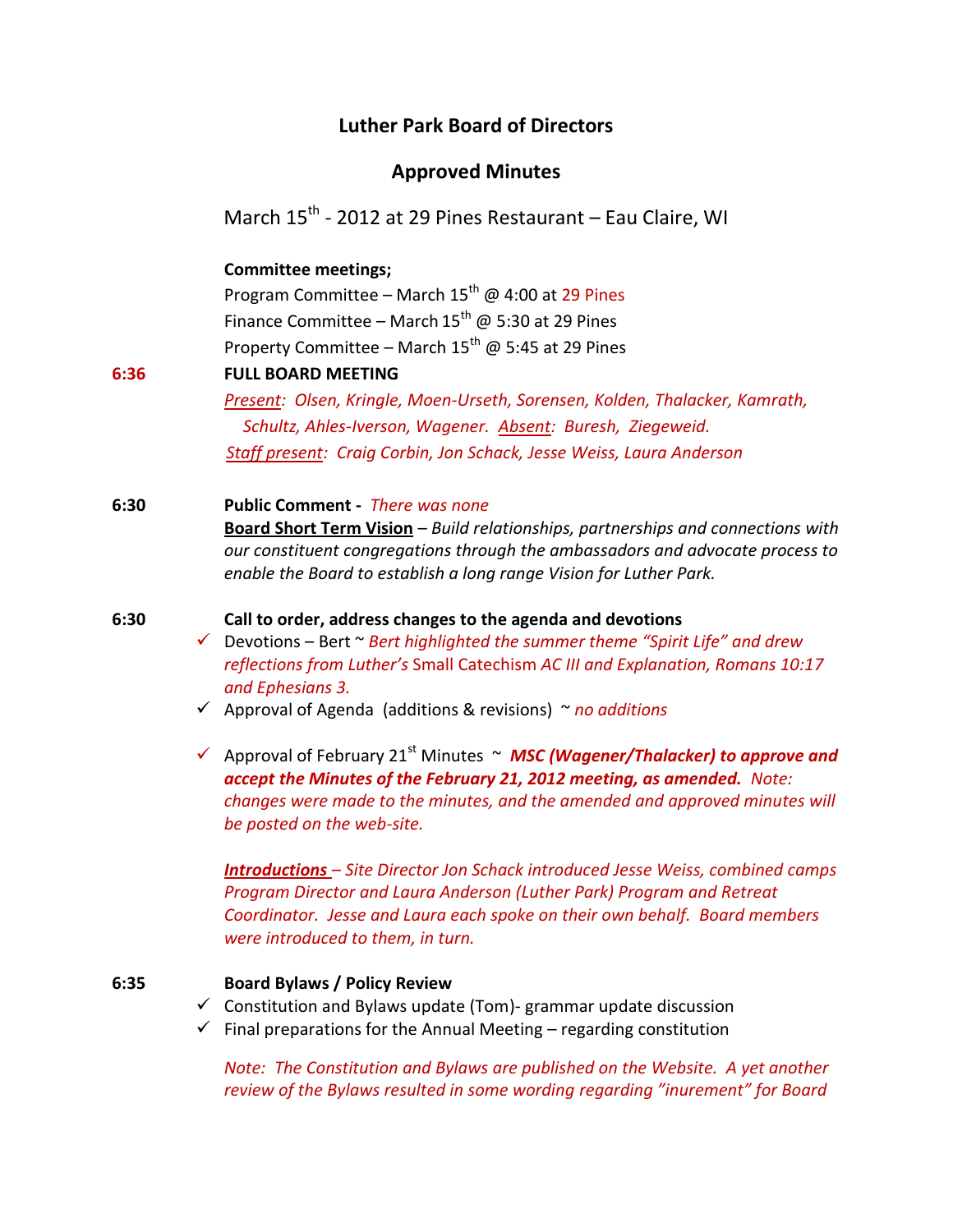## Luther Park Board of Directors

## Approved Minutes

March 15th - 2012 at 29 Pines Restaurant – Eau Claire, WI

**Committee meetings;**

Program Committee – March 15th @ 4:00 at 29 Pines
Finance Committee – March 15th @ 5:30 at 29 Pines
Property Committee – March 15th @ 5:45 at 29 Pines

**6:36** **FULL BOARD MEETING**

*Present: Olsen, Kringle, Moen-Urseth, Sorensen, Kolden, Thalacker, Kamrath, Schultz, Ahles-Iverson, Wagener. Absent: Buresh, Ziegeweid.*
*Staff present: Craig Corbin, Jon Schack, Jesse Weiss, Laura Anderson*

**6:30** **Public Comment -** *There was none*

**Board Short Term Vision** – *Build relationships, partnerships and connections with our constituent congregations through the ambassadors and advocate process to enable the Board to establish a long range Vision for Luther Park.*

**6:30** **Call to order, address changes to the agenda and devotions**

- ✓ Devotions – Bert ~ *Bert highlighted the summer theme "Spirit Life" and drew reflections from Luther's* Small Catechism *AC III and Explanation, Romans 10:17 and Ephesians 3.*
- ✓ Approval of Agenda (additions & revisions) ~ *no additions*
- ✓ Approval of February 21st Minutes ~ ***MSC (Wagener/Thalacker) to approve and accept the Minutes of the February 21, 2012 meeting, as amended.*** *Note: changes were made to the minutes, and the amended and approved minutes will be posted on the web-site.*

***Introductions*** *– Site Director Jon Schack introduced Jesse Weiss, combined camps Program Director and Laura Anderson (Luther Park) Program and Retreat Coordinator. Jesse and Laura each spoke on their own behalf. Board members were introduced to them, in turn.*

**6:35** **Board Bylaws / Policy Review**

- ✓ Constitution and Bylaws update (Tom)- grammar update discussion
- ✓ Final preparations for the Annual Meeting – regarding constitution

*Note: The Constitution and Bylaws are published on the Website. A yet another review of the Bylaws resulted in some wording regarding "inurement" for Board*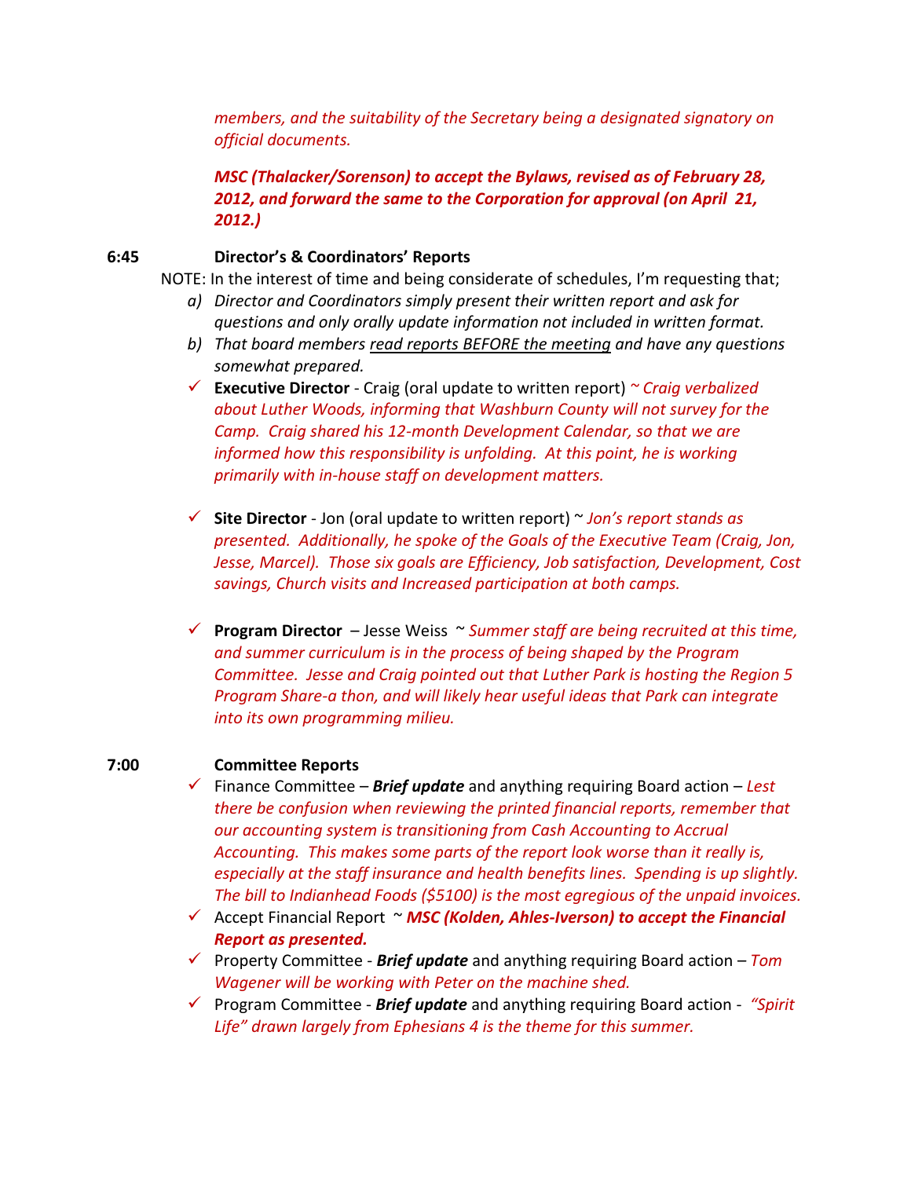*members, and the suitability of the Secretary being a designated signatory on official documents.*

***MSC (Thalacker/Sorenson) to accept the Bylaws, revised as of February 28, 2012, and forward the same to the Corporation for approval (on April 21, 2012.)***

**6:45 Director's & Coordinators' Reports**

NOTE: In the interest of time and being considerate of schedules, I'm requesting that;

a) *Director and Coordinators simply present their written report and ask for questions and only orally update information not included in written format.*
b) *That board members read reports BEFORE the meeting and have any questions somewhat prepared.*

- ✓ **Executive Director** - Craig (oral update to written report) ~ *Craig verbalized about Luther Woods, informing that Washburn County will not survey for the Camp. Craig shared his 12-month Development Calendar, so that we are informed how this responsibility is unfolding. At this point, he is working primarily with in-house staff on development matters.*

- ✓ **Site Director** - Jon (oral update to written report) ~ *Jon's report stands as presented. Additionally, he spoke of the Goals of the Executive Team (Craig, Jon, Jesse, Marcel). Those six goals are Efficiency, Job satisfaction, Development, Cost savings, Church visits and Increased participation at both camps.*

- ✓ **Program Director** – Jesse Weiss ~ *Summer staff are being recruited at this time, and summer curriculum is in the process of being shaped by the Program Committee. Jesse and Craig pointed out that Luther Park is hosting the Region 5 Program Share-a thon, and will likely hear useful ideas that Park can integrate into its own programming milieu.*

**7:00 Committee Reports**

- ✓ Finance Committee – ***Brief update*** and anything requiring Board action – *Lest there be confusion when reviewing the printed financial reports, remember that our accounting system is transitioning from Cash Accounting to Accrual Accounting. This makes some parts of the report look worse than it really is, especially at the staff insurance and health benefits lines. Spending is up slightly. The bill to Indianhead Foods ($5100) is the most egregious of the unpaid invoices.*
- ✓ Accept Financial Report ~ ***MSC (Kolden, Ahles-Iverson) to accept the Financial Report as presented.***
- ✓ Property Committee - ***Brief update*** and anything requiring Board action – *Tom Wagener will be working with Peter on the machine shed.*
- ✓ Program Committee - ***Brief update*** and anything requiring Board action - *"Spirit Life" drawn largely from Ephesians 4 is the theme for this summer.*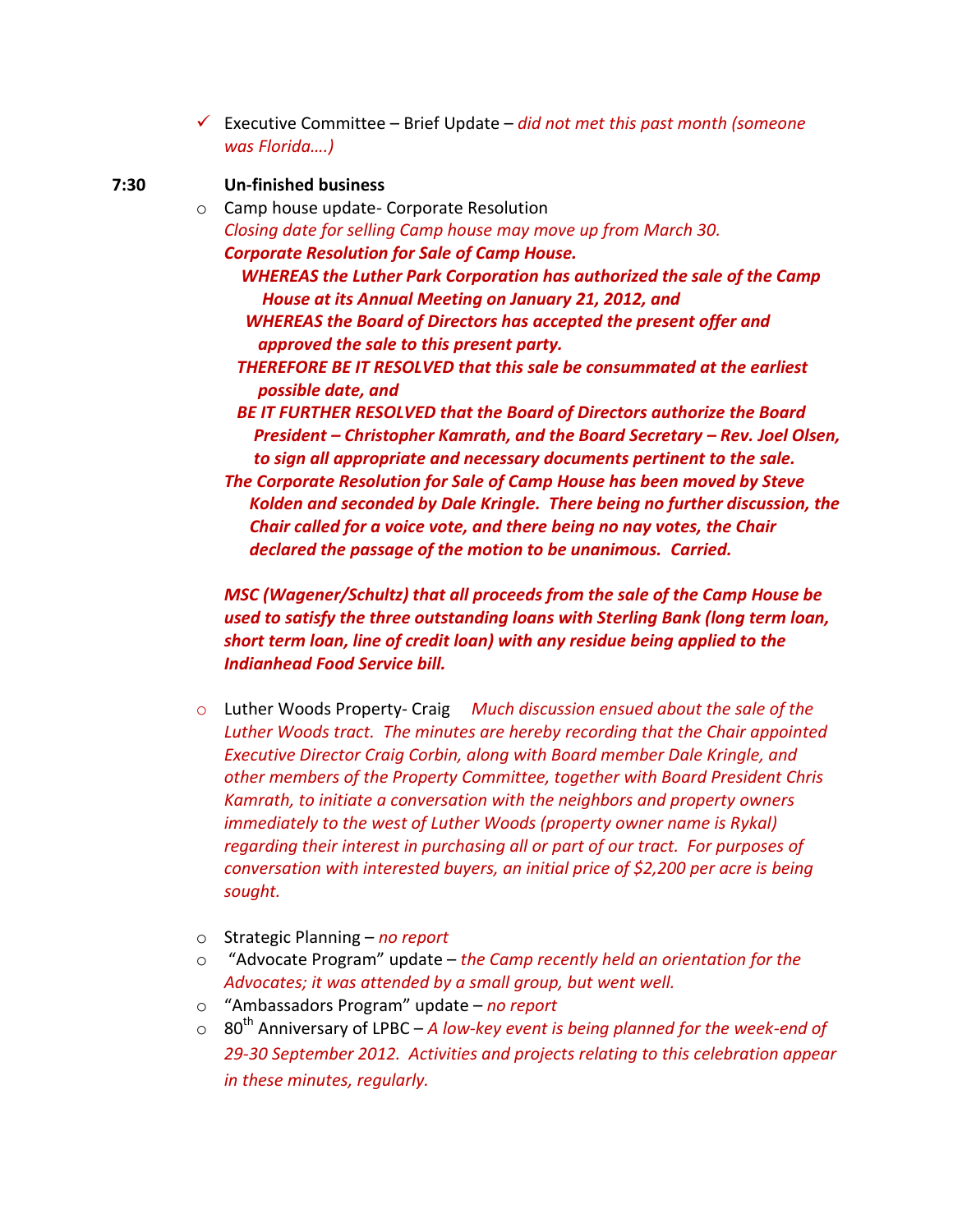- ✓ Executive Committee – Brief Update – *did not met this past month (someone was Florida….)*

**7:30 Un-finished business**

- Camp house update- Corporate Resolution
  *Closing date for selling Camp house may move up from March 30.*
  ***Corporate Resolution for Sale of Camp House.***
  ***WHEREAS the Luther Park Corporation has authorized the sale of the Camp House at its Annual Meeting on January 21, 2012, and***
  ***WHEREAS the Board of Directors has accepted the present offer and approved the sale to this present party.***
  ***THEREFORE BE IT RESOLVED that this sale be consummated at the earliest possible date, and***
  ***BE IT FURTHER RESOLVED that the Board of Directors authorize the Board President – Christopher Kamrath, and the Board Secretary – Rev. Joel Olsen, to sign all appropriate and necessary documents pertinent to the sale.***
  ***The Corporate Resolution for Sale of Camp House has been moved by Steve Kolden and seconded by Dale Kringle. There being no further discussion, the Chair called for a voice vote, and there being no nay votes, the Chair declared the passage of the motion to be unanimous. Carried.***

  ***MSC (Wagener/Schultz) that all proceeds from the sale of the Camp House be used to satisfy the three outstanding loans with Sterling Bank (long term loan, short term loan, line of credit loan) with any residue being applied to the Indianhead Food Service bill.***

- Luther Woods Property- Craig *Much discussion ensued about the sale of the Luther Woods tract. The minutes are hereby recording that the Chair appointed Executive Director Craig Corbin, along with Board member Dale Kringle, and other members of the Property Committee, together with Board President Chris Kamrath, to initiate a conversation with the neighbors and property owners immediately to the west of Luther Woods (property owner name is Rykal) regarding their interest in purchasing all or part of our tract. For purposes of conversation with interested buyers, an initial price of $2,200 per acre is being sought.*

- Strategic Planning – *no report*
- "Advocate Program" update – *the Camp recently held an orientation for the Advocates; it was attended by a small group, but went well.*
- "Ambassadors Program" update – *no report*
- 80th Anniversary of LPBC – *A low-key event is being planned for the week-end of 29-30 September 2012. Activities and projects relating to this celebration appear in these minutes, regularly.*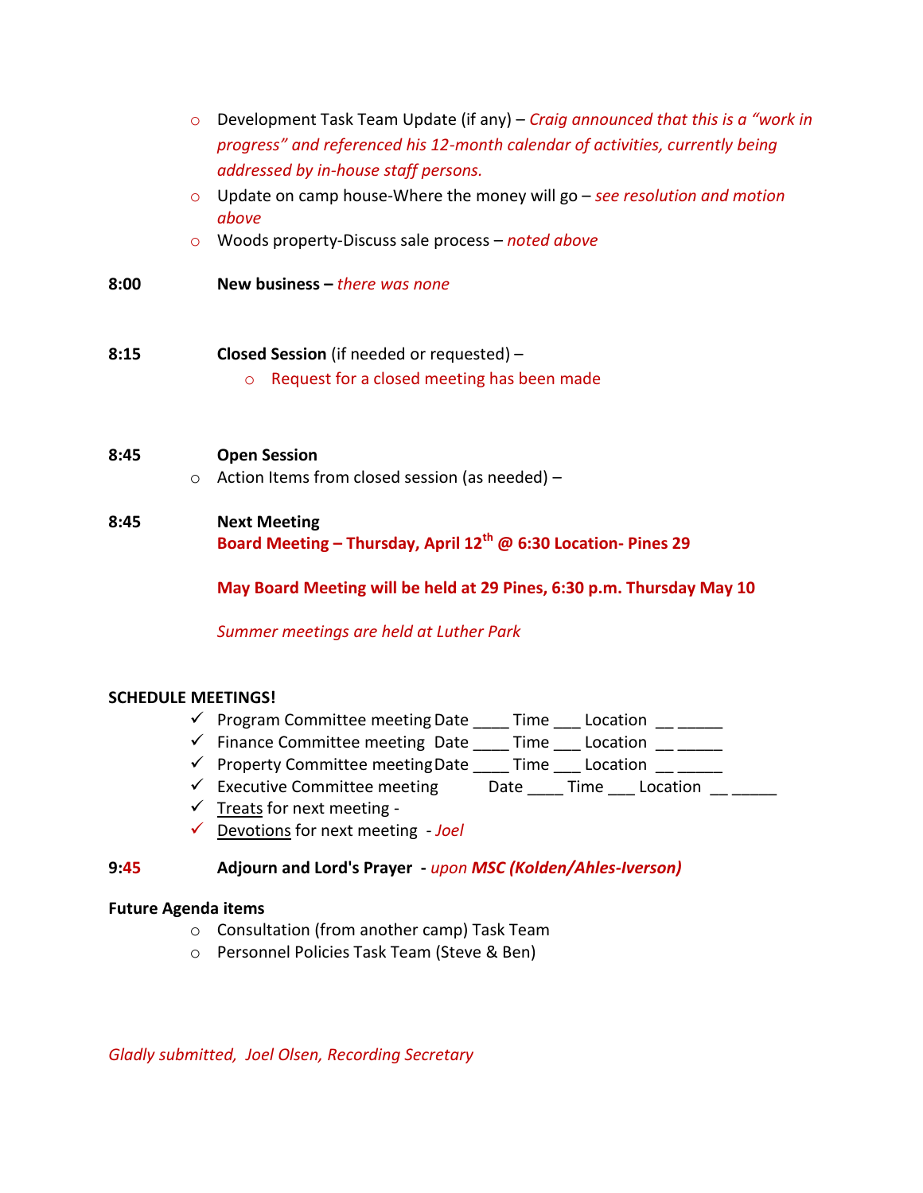- Development Task Team Update (if any) – *Craig announced that this is a "work in progress" and referenced his 12-month calendar of activities, currently being addressed by in-house staff persons.*
- Update on camp house-Where the money will go – *see resolution and motion above*
- Woods property-Discuss sale process – *noted above*

**8:00** **New business –** *there was none*

**8:15** **Closed Session** (if needed or requested) –

- Request for a closed meeting has been made

**8:45** **Open Session**

- Action Items from closed session (as needed) –

**8:45** **Next Meeting**

**Board Meeting – Thursday, April 12th @ 6:30 Location- Pines 29**

**May Board Meeting will be held at 29 Pines, 6:30 p.m. Thursday May 10**

*Summer meetings are held at Luther Park*

**SCHEDULE MEETINGS!**

- ✓ Program Committee meeting Date ____ Time ___ Location __ _____
- ✓ Finance Committee meeting Date ____ Time ___ Location __ _____
- ✓ Property Committee meeting Date ____ Time ___ Location __ _____
- ✓ Executive Committee meeting Date ____ Time ___ Location __ _____
- ✓ Treats for next meeting -
- ✓ Devotions for next meeting - *Joel*

**9:45** **Adjourn and Lord's Prayer -** *upon* ***MSC (Kolden/Ahles-Iverson)***

**Future Agenda items**

- Consultation (from another camp) Task Team
- Personnel Policies Task Team (Steve & Ben)

*Gladly submitted, Joel Olsen, Recording Secretary*